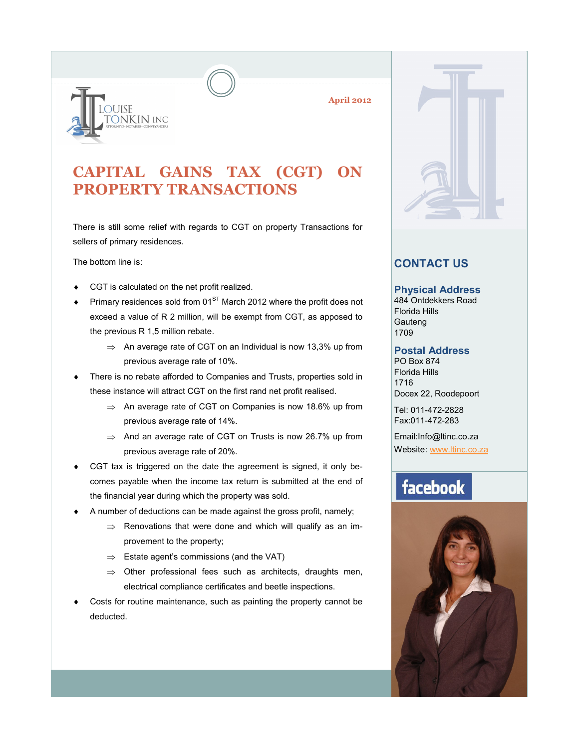LOUISE TONKIN INC

ATTORNEYS · NOTARIES · CONVEYANCERS

April 2012

# CAPITAL GAINS TAX (CGT) ON PROPERTY TRANSACTIONS

There is still some relief with regards to CGT on property Transactions for sellers of primary residences.

The bottom line is:

- CGT is calculated on the net profit realized.
- Primary residences sold from 01[ST] March 2012 where the profit does not exceed a value of R 2 million, will be exempt from CGT, as apposed to the previous R 1,5 million rebate.
    - ⇒ An average rate of CGT on an Individual is now 13,3% up from previous average rate of 10%.
- There is no rebate afforded to Companies and Trusts, properties sold in these instance will attract CGT on the first rand net profit realised.
    - ⇒ An average rate of CGT on Companies is now 18.6% up from previous average rate of 14%.
    - ⇒ And an average rate of CGT on Trusts is now 26.7% up from previous average rate of 20%.
- CGT tax is triggered on the date the agreement is signed, it only becomes payable when the income tax return is submitted at the end of the financial year during which the property was sold.
- A number of deductions can be made against the gross profit, namely;
    - ⇒ Renovations that were done and which will qualify as an improvement to the property;
    - ⇒ Estate agent's commissions (and the VAT)
    - ⇒ Other professional fees such as architects, draughts men, electrical compliance certificates and beetle inspections.
- Costs for routine maintenance, such as painting the property cannot be deducted.

## CONTACT US

### Physical Address

484 Ontdekkers Road
Florida Hills
Gauteng
1709

### Postal Address

PO Box 874
Florida Hills
1716
Docex 22, Roodepoort

Tel: 011-472-2828
Fax:011-472-283

Email:Info@ltinc.co.za
Website: www.ltinc.co.za

facebook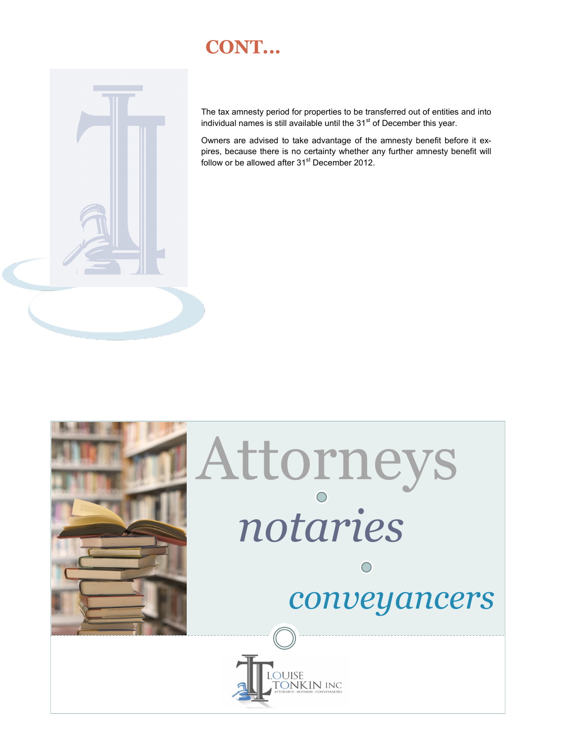# CONT…

The tax amnesty period for properties to be transferred out of entities and into individual names is still available until the 31st of December this year.

Owners are advised to take advantage of the amnesty benefit before it expires, because there is no certainty whether any further amnesty benefit will follow or be allowed after 31st December 2012.

Attorneys

*notaries*

*conveyancers*

LOUISE TONKIN INC
ATTORNEYS · NOTARIES · CONVEYANCERS